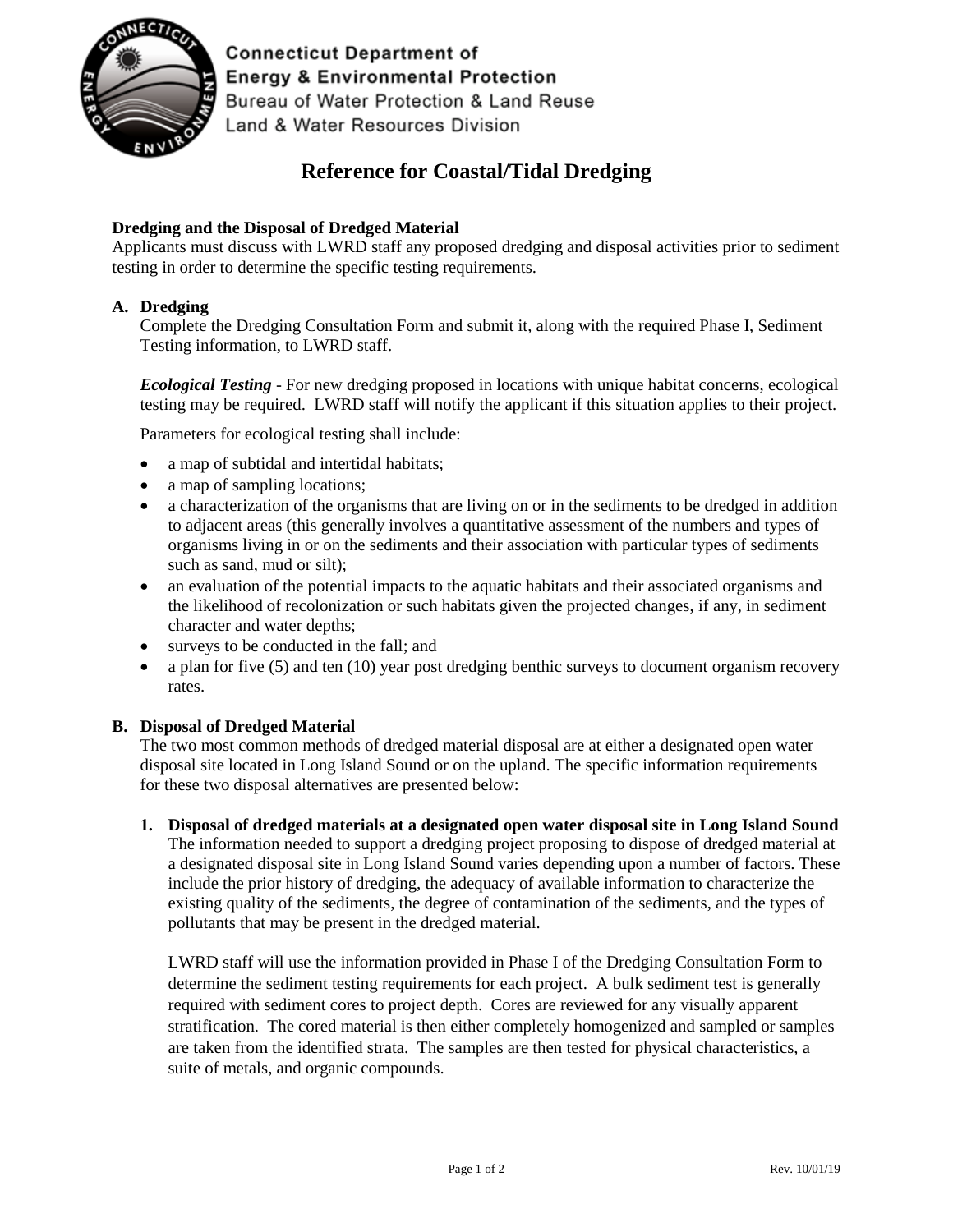Connecticut Department of
Energy & Environmental Protection
Bureau of Water Protection & Land Reuse
Land & Water Resources Division

# Reference for Coastal/Tidal Dredging

**Dredging and the Disposal of Dredged Material**
Applicants must discuss with LWRD staff any proposed dredging and disposal activities prior to sediment testing in order to determine the specific testing requirements.

**A. Dredging**

Complete the Dredging Consultation Form and submit it, along with the required Phase I, Sediment Testing information, to LWRD staff.

***Ecological Testing*** - For new dredging proposed in locations with unique habitat concerns, ecological testing may be required. LWRD staff will notify the applicant if this situation applies to their project.

Parameters for ecological testing shall include:

- a map of subtidal and intertidal habitats;
- a map of sampling locations;
- a characterization of the organisms that are living on or in the sediments to be dredged in addition to adjacent areas (this generally involves a quantitative assessment of the numbers and types of organisms living in or on the sediments and their association with particular types of sediments such as sand, mud or silt);
- an evaluation of the potential impacts to the aquatic habitats and their associated organisms and the likelihood of recolonization or such habitats given the projected changes, if any, in sediment character and water depths;
- surveys to be conducted in the fall; and
- a plan for five (5) and ten (10) year post dredging benthic surveys to document organism recovery rates.

**B. Disposal of Dredged Material**

The two most common methods of dredged material disposal are at either a designated open water disposal site located in Long Island Sound or on the upland. The specific information requirements for these two disposal alternatives are presented below:

**1. Disposal of dredged materials at a designated open water disposal site in Long Island Sound**

The information needed to support a dredging project proposing to dispose of dredged material at a designated disposal site in Long Island Sound varies depending upon a number of factors. These include the prior history of dredging, the adequacy of available information to characterize the existing quality of the sediments, the degree of contamination of the sediments, and the types of pollutants that may be present in the dredged material.

LWRD staff will use the information provided in Phase I of the Dredging Consultation Form to determine the sediment testing requirements for each project. A bulk sediment test is generally required with sediment cores to project depth. Cores are reviewed for any visually apparent stratification. The cored material is then either completely homogenized and sampled or samples are taken from the identified strata. The samples are then tested for physical characteristics, a suite of metals, and organic compounds.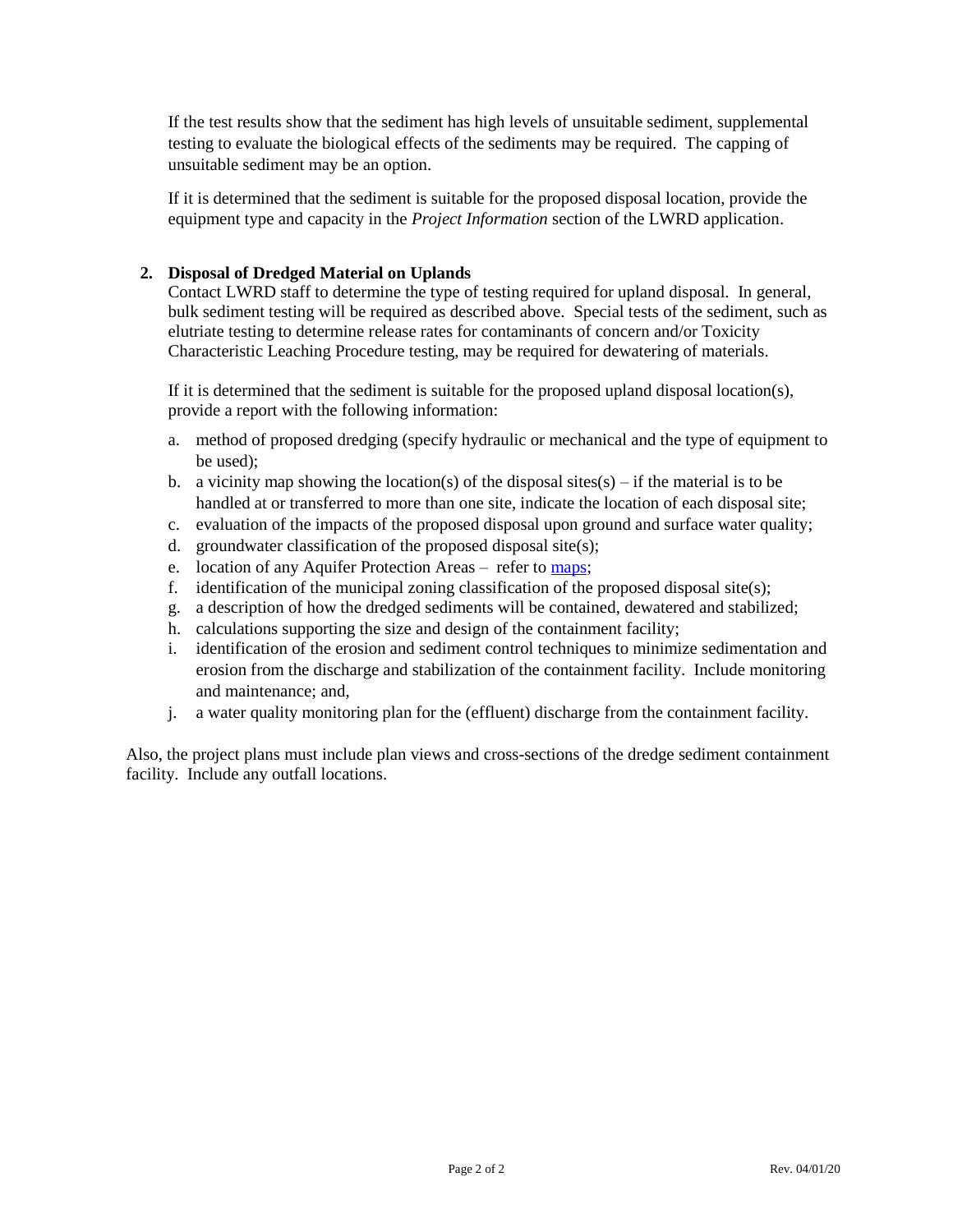If the test results show that the sediment has high levels of unsuitable sediment, supplemental testing to evaluate the biological effects of the sediments may be required. The capping of unsuitable sediment may be an option.

If it is determined that the sediment is suitable for the proposed disposal location, provide the equipment type and capacity in the *Project Information* section of the LWRD application.

**2. Disposal of Dredged Material on Uplands**

Contact LWRD staff to determine the type of testing required for upland disposal. In general, bulk sediment testing will be required as described above. Special tests of the sediment, such as elutriate testing to determine release rates for contaminants of concern and/or Toxicity Characteristic Leaching Procedure testing, may be required for dewatering of materials.

If it is determined that the sediment is suitable for the proposed upland disposal location(s), provide a report with the following information:

a. method of proposed dredging (specify hydraulic or mechanical and the type of equipment to be used);
b. a vicinity map showing the location(s) of the disposal sites(s) – if the material is to be handled at or transferred to more than one site, indicate the location of each disposal site;
c. evaluation of the impacts of the proposed disposal upon ground and surface water quality;
d. groundwater classification of the proposed disposal site(s);
e. location of any Aquifer Protection Areas – refer to maps;
f. identification of the municipal zoning classification of the proposed disposal site(s);
g. a description of how the dredged sediments will be contained, dewatered and stabilized;
h. calculations supporting the size and design of the containment facility;
i. identification of the erosion and sediment control techniques to minimize sedimentation and erosion from the discharge and stabilization of the containment facility. Include monitoring and maintenance; and,
j. a water quality monitoring plan for the (effluent) discharge from the containment facility.

Also, the project plans must include plan views and cross-sections of the dredge sediment containment facility. Include any outfall locations.